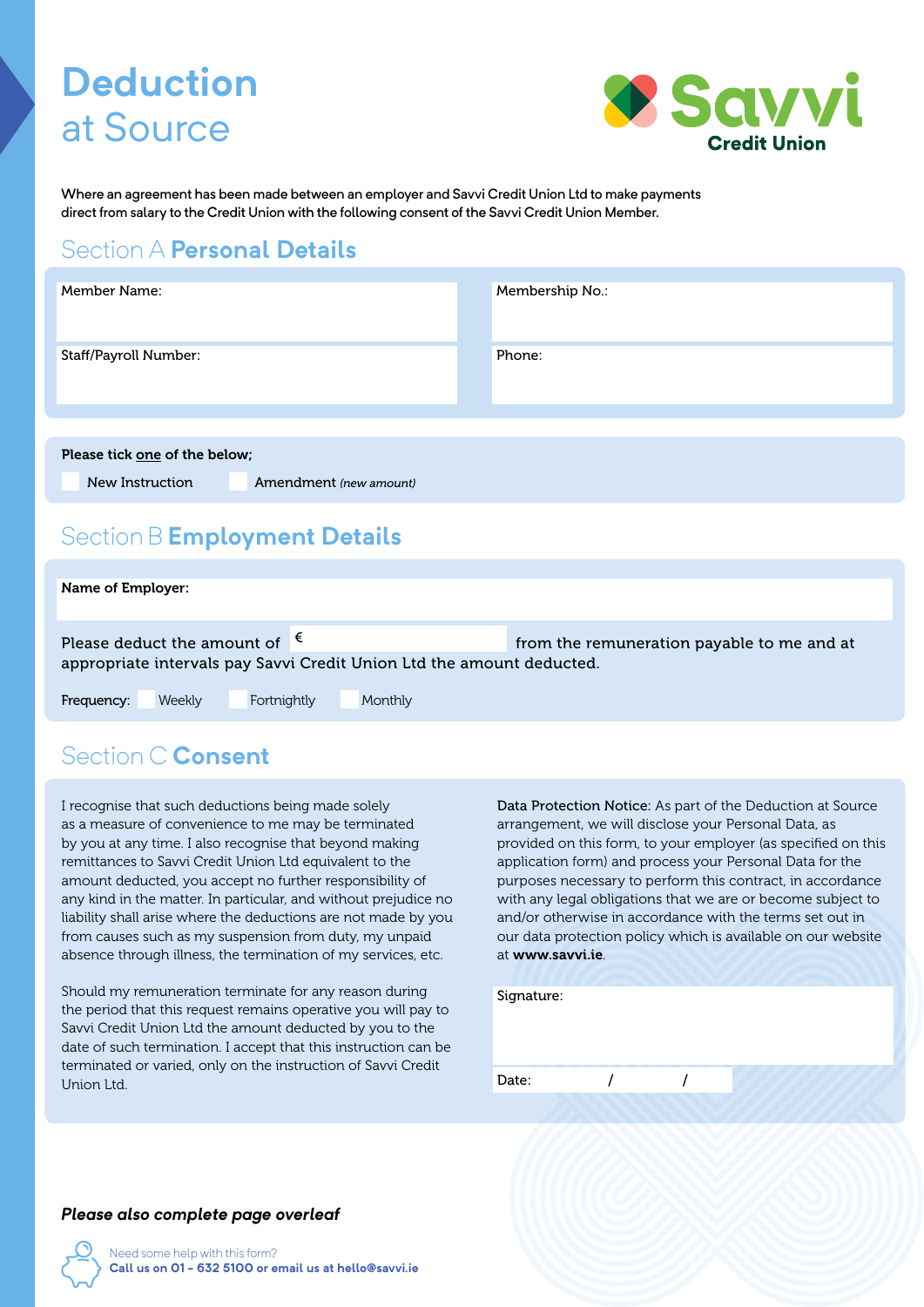# Deduction at Source

Savvi Credit Union

Where an agreement has been made between an employer and Savvi Credit Union Ltd to make payments direct from salary to the Credit Union with the following consent of the Savvi Credit Union Member.

## Section A Personal Details

| Member Name: | Membership No.: |
|---|---|
| Staff/Payroll Number: | Phone: |

**Please tick one of the below;**

☐ New Instruction ☐ Amendment *(new amount)*

## Section B Employment Details

**Name of Employer:**

Please deduct the amount of € ________ from the remuneration payable to me and at appropriate intervals pay Savvi Credit Union Ltd the amount deducted.

Frequency: ☐ Weekly ☐ Fortnightly ☐ Monthly

## Section C Consent

I recognise that such deductions being made solely as a measure of convenience to me may be terminated by you at any time. I also recognise that beyond making remittances to Savvi Credit Union Ltd equivalent to the amount deducted, you accept no further responsibility of any kind in the matter. In particular, and without prejudice no liability shall arise where the deductions are not made by you from causes such as my suspension from duty, my unpaid absence through illness, the termination of my services, etc.

Should my remuneration terminate for any reason during the period that this request remains operative you will pay to Savvi Credit Union Ltd the amount deducted by you to the date of such termination. I accept that this instruction can be terminated or varied, only on the instruction of Savvi Credit Union Ltd.

Data Protection Notice: As part of the Deduction at Source arrangement, we will disclose your Personal Data, as provided on this form, to your employer (as specified on this application form) and process your Personal Data for the purposes necessary to perform this contract, in accordance with any legal obligations that we are or become subject to and/or otherwise in accordance with the terms set out in our data protection policy which is available on our website at **www.savvi.ie**.

Signature:

Date: / /

***Please also complete page overleaf***

Need some help with this form?
**Call us on 01 - 632 5100 or email us at hello@savvi.ie**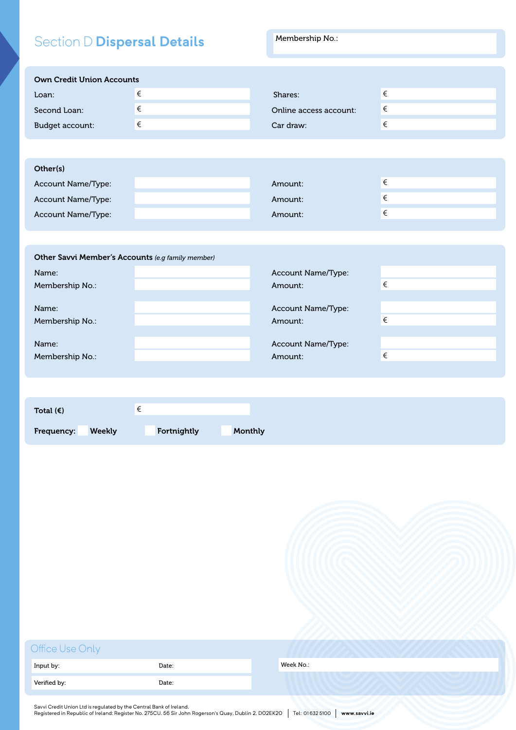# Section D **Dispersal Details**

Membership No.:

### Own Credit Union Accounts

| | | | |
|---|---|---|---|
| Loan: | € | Shares: | € |
| Second Loan: | € | Online access account: | € |
| Budget account: | € | Car draw: | € |

### Other(s)

| | | | |
|---|---|---|---|
| Account Name/Type: | | Amount: | € |
| Account Name/Type: | | Amount: | € |
| Account Name/Type: | | Amount: | € |

### Other Savvi Member's Accounts *(e.g family member)*

| | | | |
|---|---|---|---|
| Name: | | Account Name/Type: | |
| Membership No.: | | Amount: | € |
| Name: | | Account Name/Type: | |
| Membership No.: | | Amount: | € |
| Name: | | Account Name/Type: | |
| Membership No.: | | Amount: | € |

**Total (€)** €

**Frequency:** ☐ **Weekly** ☐ **Fortnightly** ☐ **Monthly**

## Office Use Only

| | | |
|---|---|---|
| Input by: | Date: | Week No.: |
| Verified by: | Date: | |

Savvi Credit Union Ltd is regulated by the Central Bank of Ireland.
Registered in Republic of Ireland: Register No. 275CU. 56 Sir John Rogerson's Quay, Dublin 2, D02EK20 | Tel: 01 632 5100 | **www.savvi.ie**